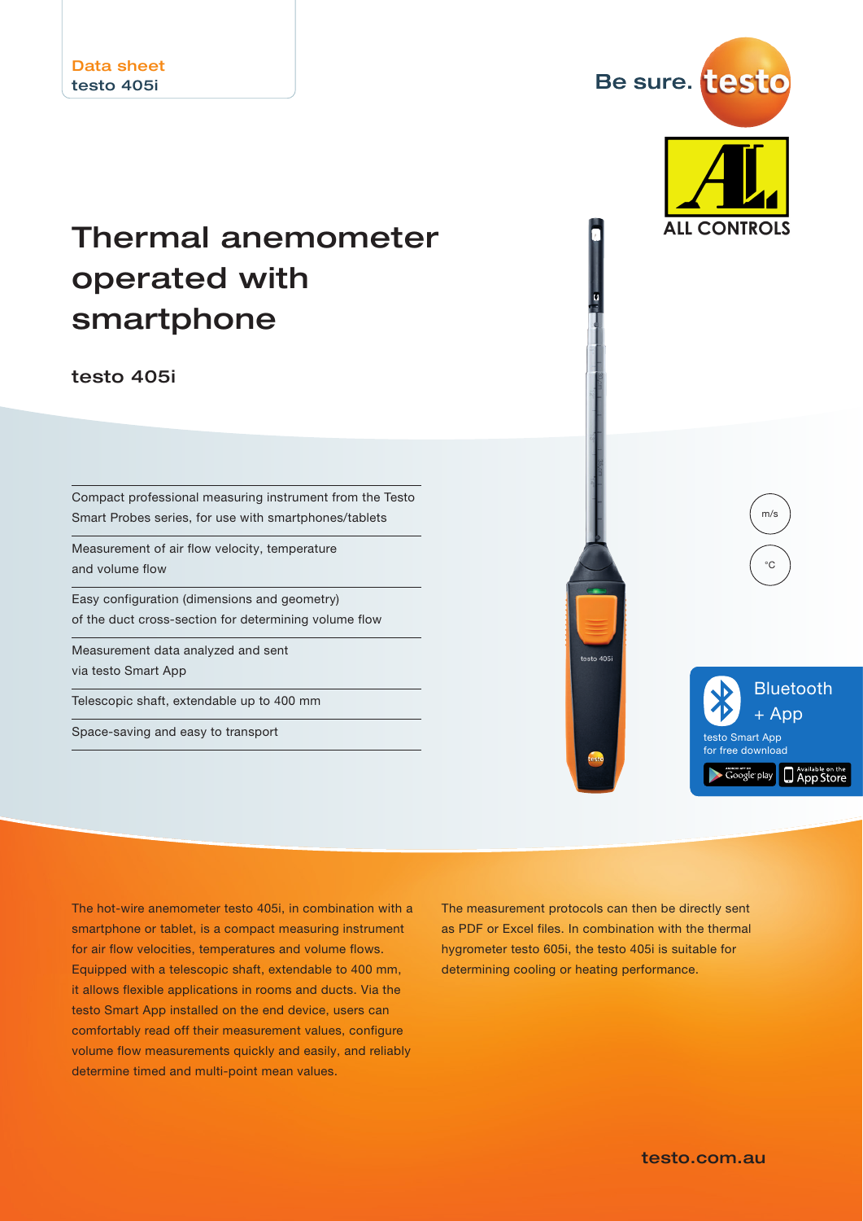Data sheet
testo 405i

Be sure. testo

ALL CONTROLS

# Thermal anemometer operated with smartphone

## testo 405i

- Compact professional measuring instrument from the Testo Smart Probes series, for use with smartphones/tablets
- Measurement of air flow velocity, temperature and volume flow
- Easy configuration (dimensions and geometry) of the duct cross-section for determining volume flow
- Measurement data analyzed and sent via testo Smart App
- Telescopic shaft, extendable up to 400 mm
- Space-saving and easy to transport

m/s

°C

Bluetooth + App

testo Smart App for free download

The hot-wire anemometer testo 405i, in combination with a smartphone or tablet, is a compact measuring instrument for air flow velocities, temperatures and volume flows. Equipped with a telescopic shaft, extendable to 400 mm, it allows flexible applications in rooms and ducts. Via the testo Smart App installed on the end device, users can comfortably read off their measurement values, configure volume flow measurements quickly and easily, and reliably determine timed and multi-point mean values.

The measurement protocols can then be directly sent as PDF or Excel files. In combination with the thermal hygrometer testo 605i, the testo 405i is suitable for determining cooling or heating performance.

testo.com.au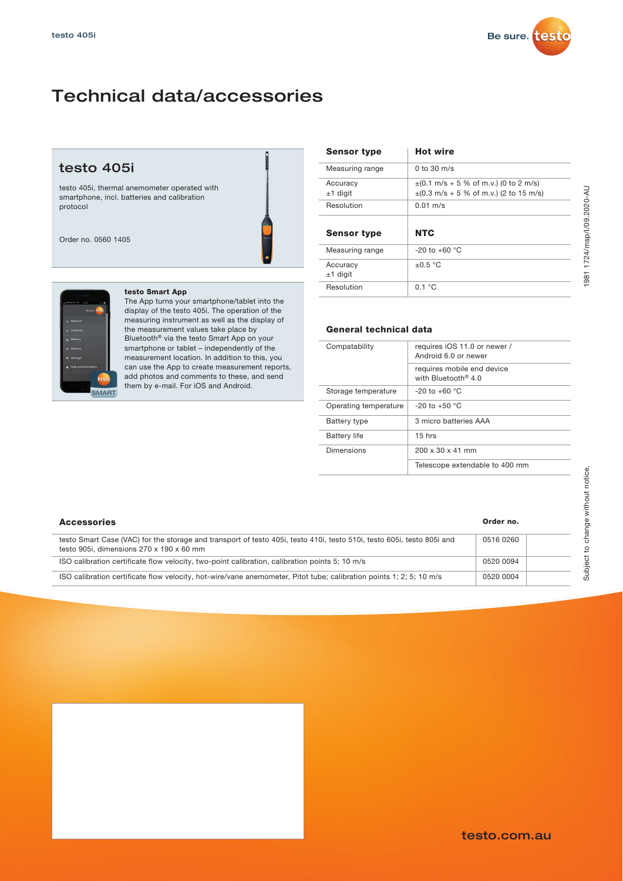# Technical data/accessories

## testo 405i

testo 405i, thermal anemometer operated with smartphone, incl. batteries and calibration protocol

Order no. 0560 1405

**testo Smart App**

The App turns your smartphone/tablet into the display of the testo 405i. The operation of the measuring instrument as well as the display of the measurement values take place by Bluetooth® via the testo Smart App on your smartphone or tablet – independently of the measurement location. In addition to this, you can use the App to create measurement reports, add photos and comments to these, and send them by e-mail. For iOS and Android.

| Sensor type | Hot wire |
|---|---|
| Measuring range | 0 to 30 m/s |
| Accuracy ±1 digit | ±(0.1 m/s + 5 % of m.v.) (0 to 2 m/s)<br>±(0.3 m/s + 5 % of m.v.) (2 to 15 m/s) |
| Resolution | 0.01 m/s |

| Sensor type | NTC |
|---|---|
| Measuring range | -20 to +60 °C |
| Accuracy ±1 digit | ±0.5 °C |
| Resolution | 0.1 °C |

### General technical data

| | |
|---|---|
| Compatability | requires iOS 11.0 or newer / Android 6.0 or newer |
| | requires mobile end device with Bluetooth® 4.0 |
| Storage temperature | -20 to +60 °C |
| Operating temperature | -20 to +50 °C |
| Battery type | 3 micro batteries AAA |
| Battery life | 15 hrs |
| Dimensions | 200 x 30 x 41 mm |
| | Telescope extendable to 400 mm |

| Accessories | Order no. |
|---|---|
| testo Smart Case (VAC) for the storage and transport of testo 405i, testo 410i, testo 510i, testo 605i, testo 805i and testo 905i, dimensions 270 x 190 x 60 mm | 0516 0260 |
| ISO calibration certificate flow velocity, two-point calibration, calibration points 5; 10 m/s | 0520 0094 |
| ISO calibration certificate flow velocity, hot-wire/vane anemometer, Pitot tube; calibration points 1; 2; 5; 10 m/s | 0520 0004 |

1981 1724/msp/I/09.2020-AU

Subject to change without notice.

testo.com.au